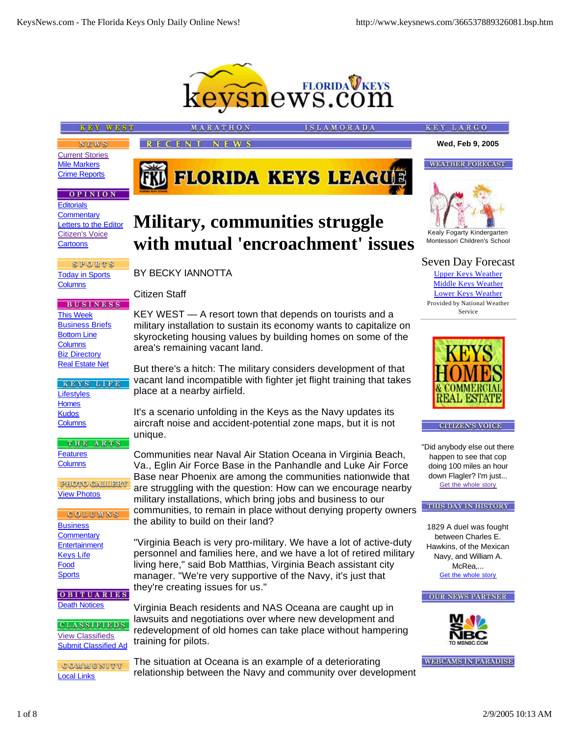# Military, communities struggle with mutual 'encroachment' issues

BY BECKY IANNOTTA

Citizen Staff

KEY WEST — A resort town that depends on tourists and a military installation to sustain its economy wants to capitalize on skyrocketing housing values by building homes on some of the area's remaining vacant land.

But there's a hitch: The military considers development of that vacant land incompatible with fighter jet flight training that takes place at a nearby airfield.

It's a scenario unfolding in the Keys as the Navy updates its aircraft noise and accident-potential zone maps, but it is not unique.

Communities near Naval Air Station Oceana in Virginia Beach, Va., Eglin Air Force Base in the Panhandle and Luke Air Force Base near Phoenix are among the communities nationwide that are struggling with the question: How can we encourage nearby military installations, which bring jobs and business to our communities, to remain in place without denying property owners the ability to build on their land?

"Virginia Beach is very pro-military. We have a lot of active-duty personnel and families here, and we have a lot of retired military living here," said Bob Matthias, Virginia Beach assistant city manager. "We're very supportive of the Navy, it's just that they're creating issues for us."

Virginia Beach residents and NAS Oceana are caught up in lawsuits and negotiations over where new development and redevelopment of old homes can take place without hampering training for pilots.

The situation at Oceana is an example of a deteriorating relationship between the Navy and community over development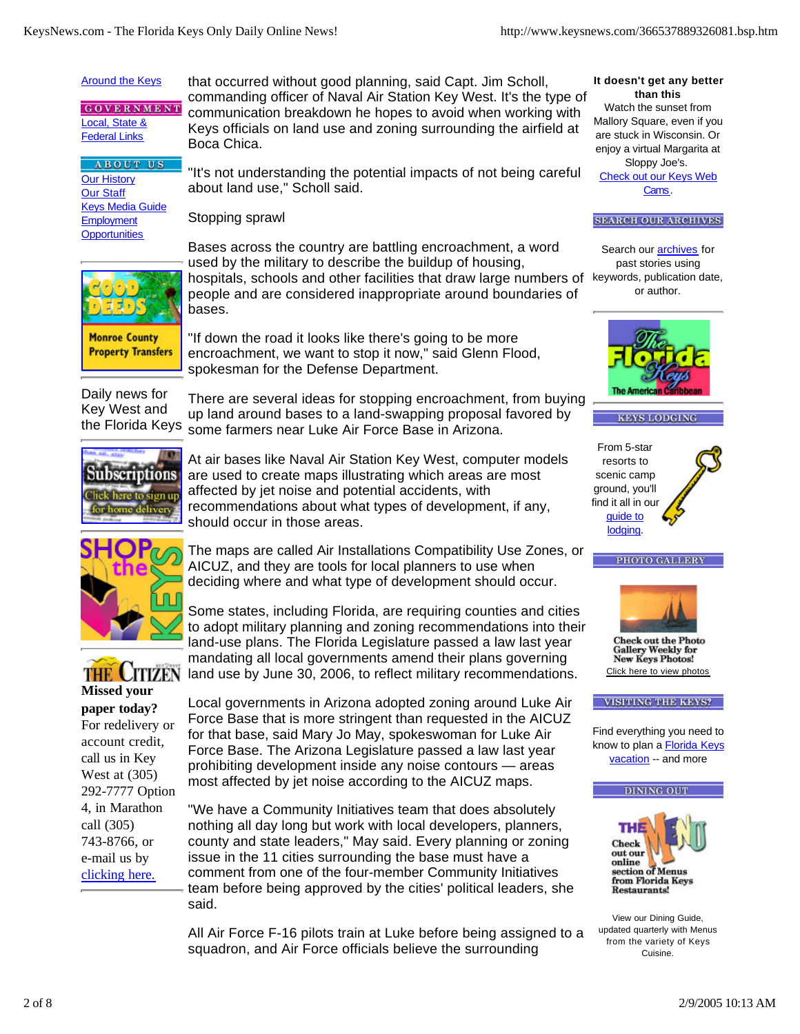that occurred without good planning, said Capt. Jim Scholl, commanding officer of Naval Air Station Key West. It's the type of communication breakdown he hopes to avoid when working with Keys officials on land use and zoning surrounding the airfield at Boca Chica.

"It's not understanding the potential impacts of not being careful about land use," Scholl said.

Stopping sprawl

Bases across the country are battling encroachment, a word used by the military to describe the buildup of housing, hospitals, schools and other facilities that draw large numbers of people and are considered inappropriate around boundaries of bases.

"If down the road it looks like there's going to be more encroachment, we want to stop it now," said Glenn Flood, spokesman for the Defense Department.

There are several ideas for stopping encroachment, from buying up land around bases to a land-swapping proposal favored by some farmers near Luke Air Force Base in Arizona.

At air bases like Naval Air Station Key West, computer models are used to create maps illustrating which areas are most affected by jet noise and potential accidents, with recommendations about what types of development, if any, should occur in those areas.

The maps are called Air Installations Compatibility Use Zones, or AICUZ, and they are tools for local planners to use when deciding where and what type of development should occur.

Some states, including Florida, are requiring counties and cities to adopt military planning and zoning recommendations into their land-use plans. The Florida Legislature passed a law last year mandating all local governments amend their plans governing land use by June 30, 2006, to reflect military recommendations.

Local governments in Arizona adopted zoning around Luke Air Force Base that is more stringent than requested in the AICUZ for that base, said Mary Jo May, spokeswoman for Luke Air Force Base. The Arizona Legislature passed a law last year prohibiting development inside any noise contours — areas most affected by jet noise according to the AICUZ maps.

"We have a Community Initiatives team that does absolutely nothing all day long but work with local developers, planners, county and state leaders," May said. Every planning or zoning issue in the 11 cities surrounding the base must have a comment from one of the four-member Community Initiatives team before being approved by the cities' political leaders, she said.

All Air Force F-16 pilots train at Luke before being assigned to a squadron, and Air Force officials believe the surrounding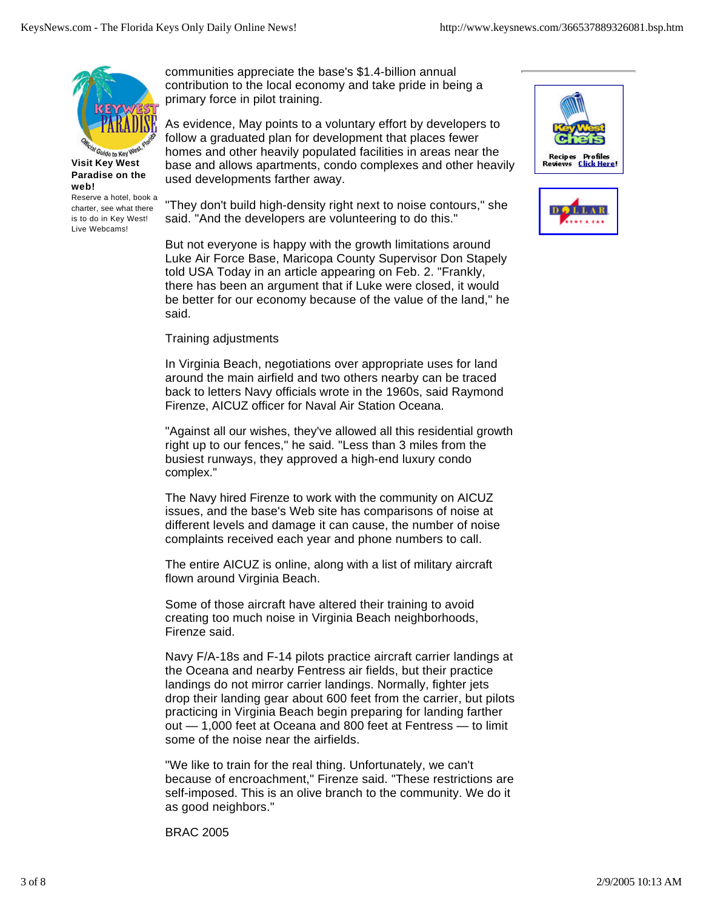communities appreciate the base's $1.4-billion annual contribution to the local economy and take pride in being a primary force in pilot training.

As evidence, May points to a voluntary effort by developers to follow a graduated plan for development that places fewer homes and other heavily populated facilities in areas near the base and allows apartments, condo complexes and other heavily used developments farther away.

"They don't build high-density right next to noise contours," she said. "And the developers are volunteering to do this."

But not everyone is happy with the growth limitations around Luke Air Force Base, Maricopa County Supervisor Don Stapely told USA Today in an article appearing on Feb. 2. "Frankly, there has been an argument that if Luke were closed, it would be better for our economy because of the value of the land," he said.

## Training adjustments

In Virginia Beach, negotiations over appropriate uses for land around the main airfield and two others nearby can be traced back to letters Navy officials wrote in the 1960s, said Raymond Firenze, AICUZ officer for Naval Air Station Oceana.

"Against all our wishes, they've allowed all this residential growth right up to our fences," he said. "Less than 3 miles from the busiest runways, they approved a high-end luxury condo complex."

The Navy hired Firenze to work with the community on AICUZ issues, and the base's Web site has comparisons of noise at different levels and damage it can cause, the number of noise complaints received each year and phone numbers to call.

The entire AICUZ is online, along with a list of military aircraft flown around Virginia Beach.

Some of those aircraft have altered their training to avoid creating too much noise in Virginia Beach neighborhoods, Firenze said.

Navy F/A-18s and F-14 pilots practice aircraft carrier landings at the Oceana and nearby Fentress air fields, but their practice landings do not mirror carrier landings. Normally, fighter jets drop their landing gear about 600 feet from the carrier, but pilots practicing in Virginia Beach begin preparing for landing farther out — 1,000 feet at Oceana and 800 feet at Fentress — to limit some of the noise near the airfields.

"We like to train for the real thing. Unfortunately, we can't because of encroachment," Firenze said. "These restrictions are self-imposed. This is an olive branch to the community. We do it as good neighbors."

## BRAC 2005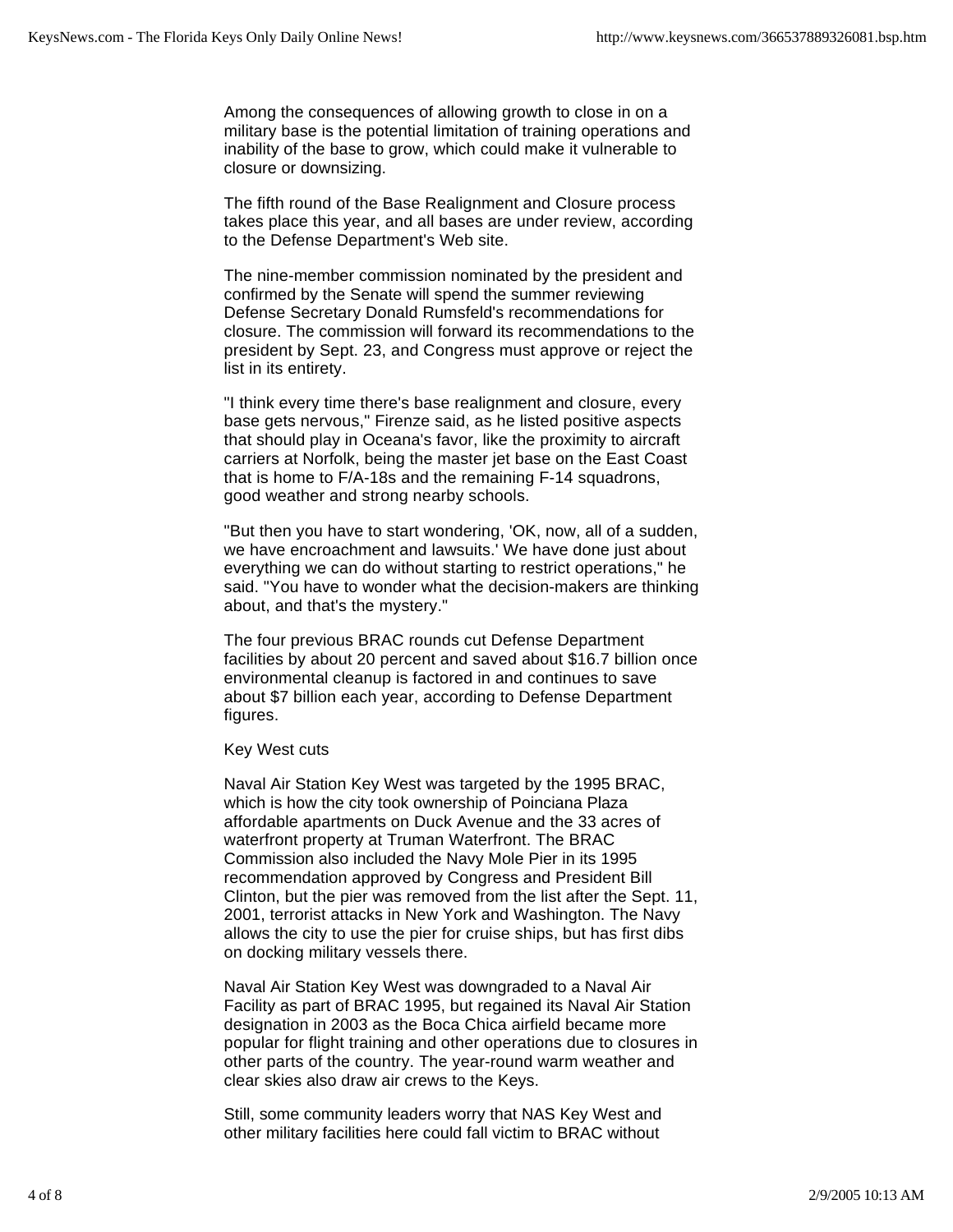Among the consequences of allowing growth to close in on a military base is the potential limitation of training operations and inability of the base to grow, which could make it vulnerable to closure or downsizing.

The fifth round of the Base Realignment and Closure process takes place this year, and all bases are under review, according to the Defense Department's Web site.

The nine-member commission nominated by the president and confirmed by the Senate will spend the summer reviewing Defense Secretary Donald Rumsfeld's recommendations for closure. The commission will forward its recommendations to the president by Sept. 23, and Congress must approve or reject the list in its entirety.

"I think every time there's base realignment and closure, every base gets nervous," Firenze said, as he listed positive aspects that should play in Oceana's favor, like the proximity to aircraft carriers at Norfolk, being the master jet base on the East Coast that is home to F/A-18s and the remaining F-14 squadrons, good weather and strong nearby schools.

"But then you have to start wondering, 'OK, now, all of a sudden, we have encroachment and lawsuits.' We have done just about everything we can do without starting to restrict operations," he said. "You have to wonder what the decision-makers are thinking about, and that's the mystery."

The four previous BRAC rounds cut Defense Department facilities by about 20 percent and saved about $16.7 billion once environmental cleanup is factored in and continues to save about $7 billion each year, according to Defense Department figures.

### Key West cuts

Naval Air Station Key West was targeted by the 1995 BRAC, which is how the city took ownership of Poinciana Plaza affordable apartments on Duck Avenue and the 33 acres of waterfront property at Truman Waterfront. The BRAC Commission also included the Navy Mole Pier in its 1995 recommendation approved by Congress and President Bill Clinton, but the pier was removed from the list after the Sept. 11, 2001, terrorist attacks in New York and Washington. The Navy allows the city to use the pier for cruise ships, but has first dibs on docking military vessels there.

Naval Air Station Key West was downgraded to a Naval Air Facility as part of BRAC 1995, but regained its Naval Air Station designation in 2003 as the Boca Chica airfield became more popular for flight training and other operations due to closures in other parts of the country. The year-round warm weather and clear skies also draw air crews to the Keys.

Still, some community leaders worry that NAS Key West and other military facilities here could fall victim to BRAC without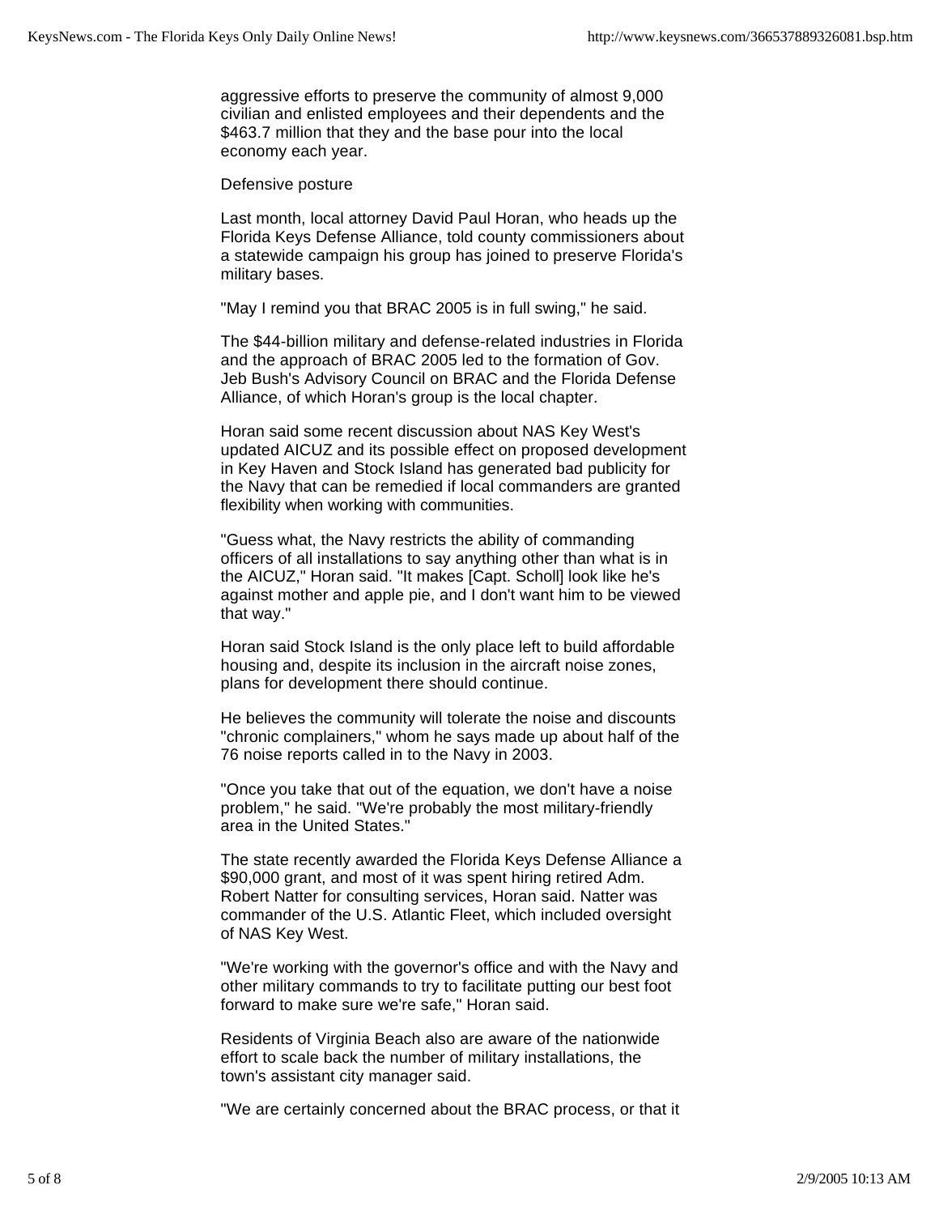aggressive efforts to preserve the community of almost 9,000 civilian and enlisted employees and their dependents and the $463.7 million that they and the base pour into the local economy each year.

## Defensive posture

Last month, local attorney David Paul Horan, who heads up the Florida Keys Defense Alliance, told county commissioners about a statewide campaign his group has joined to preserve Florida's military bases.

"May I remind you that BRAC 2005 is in full swing," he said.

The $44-billion military and defense-related industries in Florida and the approach of BRAC 2005 led to the formation of Gov. Jeb Bush's Advisory Council on BRAC and the Florida Defense Alliance, of which Horan's group is the local chapter.

Horan said some recent discussion about NAS Key West's updated AICUZ and its possible effect on proposed development in Key Haven and Stock Island has generated bad publicity for the Navy that can be remedied if local commanders are granted flexibility when working with communities.

"Guess what, the Navy restricts the ability of commanding officers of all installations to say anything other than what is in the AICUZ," Horan said. "It makes [Capt. Scholl] look like he's against mother and apple pie, and I don't want him to be viewed that way."

Horan said Stock Island is the only place left to build affordable housing and, despite its inclusion in the aircraft noise zones, plans for development there should continue.

He believes the community will tolerate the noise and discounts "chronic complainers," whom he says made up about half of the 76 noise reports called in to the Navy in 2003.

"Once you take that out of the equation, we don't have a noise problem," he said. "We're probably the most military-friendly area in the United States."

The state recently awarded the Florida Keys Defense Alliance a $90,000 grant, and most of it was spent hiring retired Adm. Robert Natter for consulting services, Horan said. Natter was commander of the U.S. Atlantic Fleet, which included oversight of NAS Key West.

"We're working with the governor's office and with the Navy and other military commands to try to facilitate putting our best foot forward to make sure we're safe," Horan said.

Residents of Virginia Beach also are aware of the nationwide effort to scale back the number of military installations, the town's assistant city manager said.

"We are certainly concerned about the BRAC process, or that it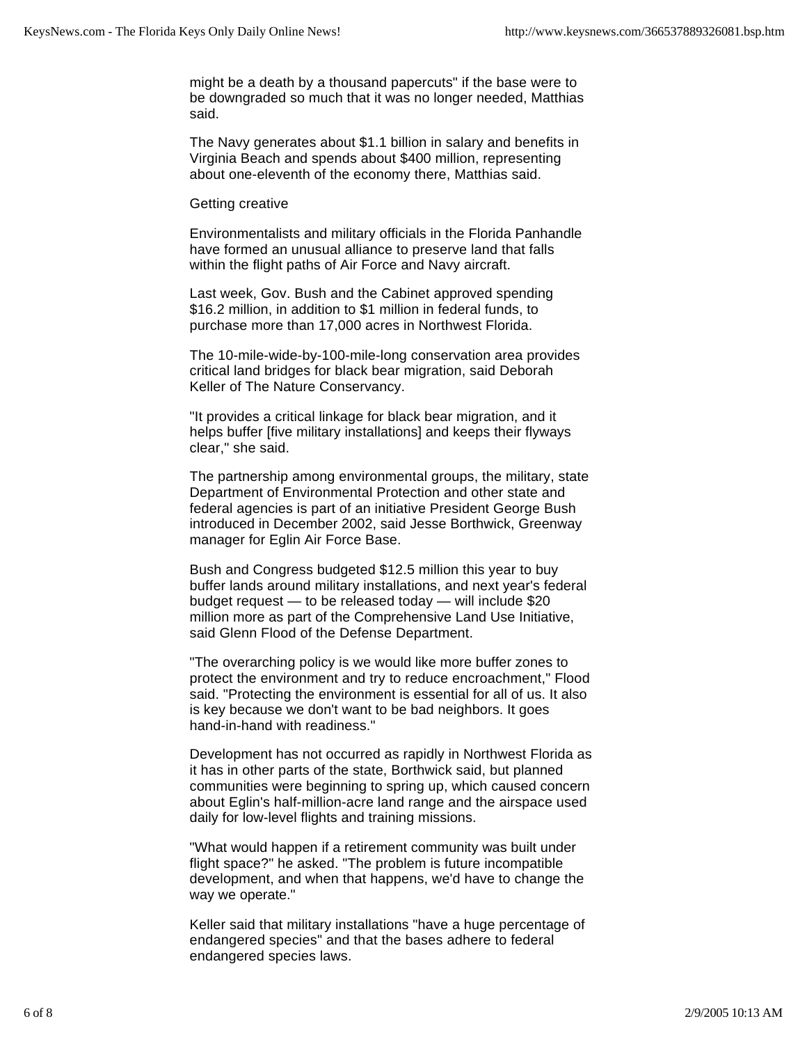might be a death by a thousand papercuts" if the base were to be downgraded so much that it was no longer needed, Matthias said.

The Navy generates about $1.1 billion in salary and benefits in Virginia Beach and spends about $400 million, representing about one-eleventh of the economy there, Matthias said.

## Getting creative

Environmentalists and military officials in the Florida Panhandle have formed an unusual alliance to preserve land that falls within the flight paths of Air Force and Navy aircraft.

Last week, Gov. Bush and the Cabinet approved spending $16.2 million, in addition to $1 million in federal funds, to purchase more than 17,000 acres in Northwest Florida.

The 10-mile-wide-by-100-mile-long conservation area provides critical land bridges for black bear migration, said Deborah Keller of The Nature Conservancy.

"It provides a critical linkage for black bear migration, and it helps buffer [five military installations] and keeps their flyways clear," she said.

The partnership among environmental groups, the military, state Department of Environmental Protection and other state and federal agencies is part of an initiative President George Bush introduced in December 2002, said Jesse Borthwick, Greenway manager for Eglin Air Force Base.

Bush and Congress budgeted $12.5 million this year to buy buffer lands around military installations, and next year's federal budget request — to be released today — will include $20 million more as part of the Comprehensive Land Use Initiative, said Glenn Flood of the Defense Department.

"The overarching policy is we would like more buffer zones to protect the environment and try to reduce encroachment," Flood said. "Protecting the environment is essential for all of us. It also is key because we don't want to be bad neighbors. It goes hand-in-hand with readiness."

Development has not occurred as rapidly in Northwest Florida as it has in other parts of the state, Borthwick said, but planned communities were beginning to spring up, which caused concern about Eglin's half-million-acre land range and the airspace used daily for low-level flights and training missions.

"What would happen if a retirement community was built under flight space?" he asked. "The problem is future incompatible development, and when that happens, we'd have to change the way we operate."

Keller said that military installations "have a huge percentage of endangered species" and that the bases adhere to federal endangered species laws.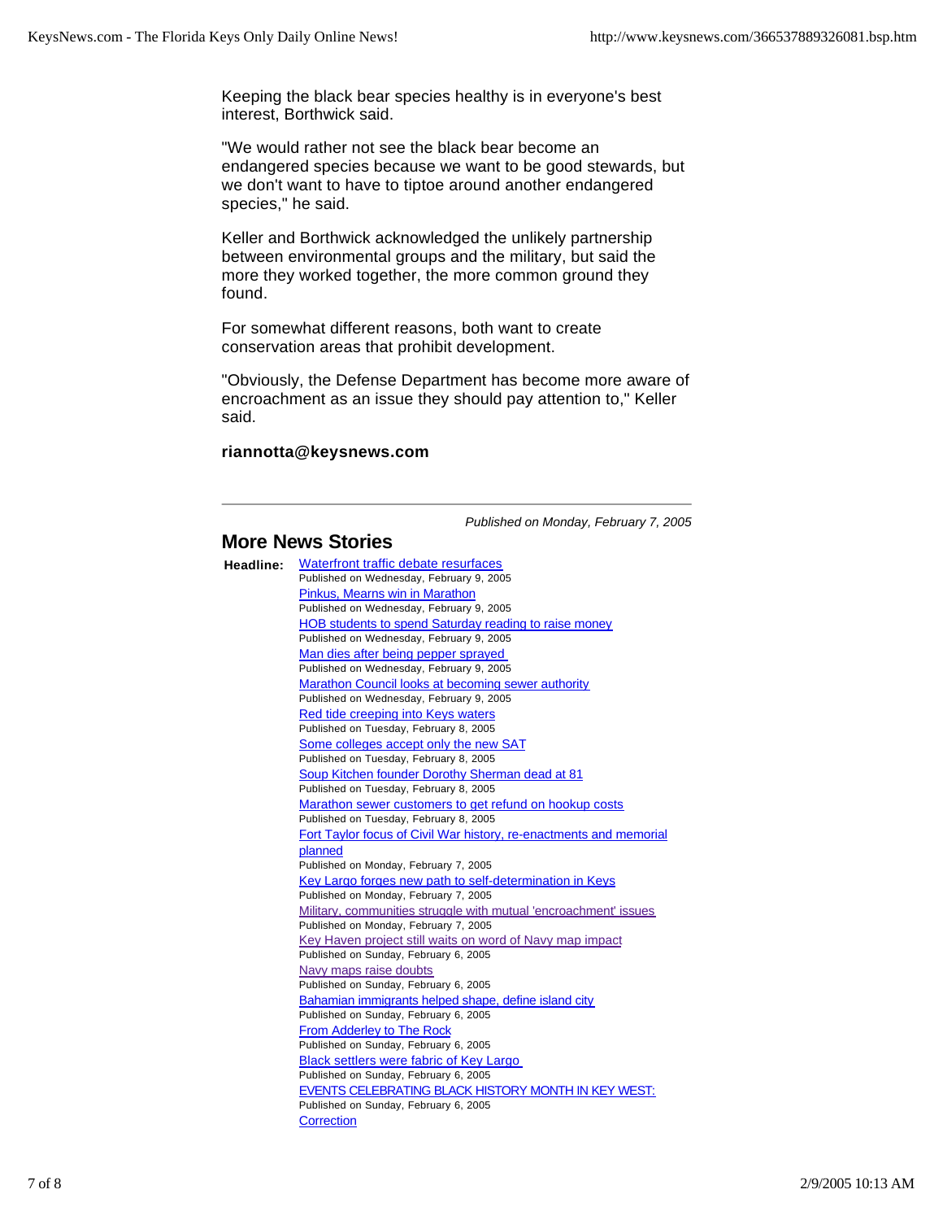Keeping the black bear species healthy is in everyone's best interest, Borthwick said.

"We would rather not see the black bear become an endangered species because we want to be good stewards, but we don't want to have to tiptoe around another endangered species," he said.

Keller and Borthwick acknowledged the unlikely partnership between environmental groups and the military, but said the more they worked together, the more common ground they found.

For somewhat different reasons, both want to create conservation areas that prohibit development.

"Obviously, the Defense Department has become more aware of encroachment as an issue they should pay attention to," Keller said.

**riannotta@keysnews.com**

---

*Published on Monday, February 7, 2005*

## More News Stories

**Headline:**

Waterfront traffic debate resurfaces
Published on Wednesday, February 9, 2005

Pinkus, Mearns win in Marathon
Published on Wednesday, February 9, 2005

HOB students to spend Saturday reading to raise money
Published on Wednesday, February 9, 2005

Man dies after being pepper sprayed
Published on Wednesday, February 9, 2005

Marathon Council looks at becoming sewer authority
Published on Wednesday, February 9, 2005

Red tide creeping into Keys waters
Published on Tuesday, February 8, 2005

Some colleges accept only the new SAT
Published on Tuesday, February 8, 2005

Soup Kitchen founder Dorothy Sherman dead at 81
Published on Tuesday, February 8, 2005

Marathon sewer customers to get refund on hookup costs
Published on Tuesday, February 8, 2005

Fort Taylor focus of Civil War history, re-enactments and memorial planned
Published on Monday, February 7, 2005

Key Largo forges new path to self-determination in Keys
Published on Monday, February 7, 2005

Military, communities struggle with mutual 'encroachment' issues
Published on Monday, February 7, 2005

Key Haven project still waits on word of Navy map impact
Published on Sunday, February 6, 2005

Navy maps raise doubts
Published on Sunday, February 6, 2005

Bahamian immigrants helped shape, define island city
Published on Sunday, February 6, 2005

From Adderley to The Rock
Published on Sunday, February 6, 2005

Black settlers were fabric of Key Largo
Published on Sunday, February 6, 2005

EVENTS CELEBRATING BLACK HISTORY MONTH IN KEY WEST:
Published on Sunday, February 6, 2005

Correction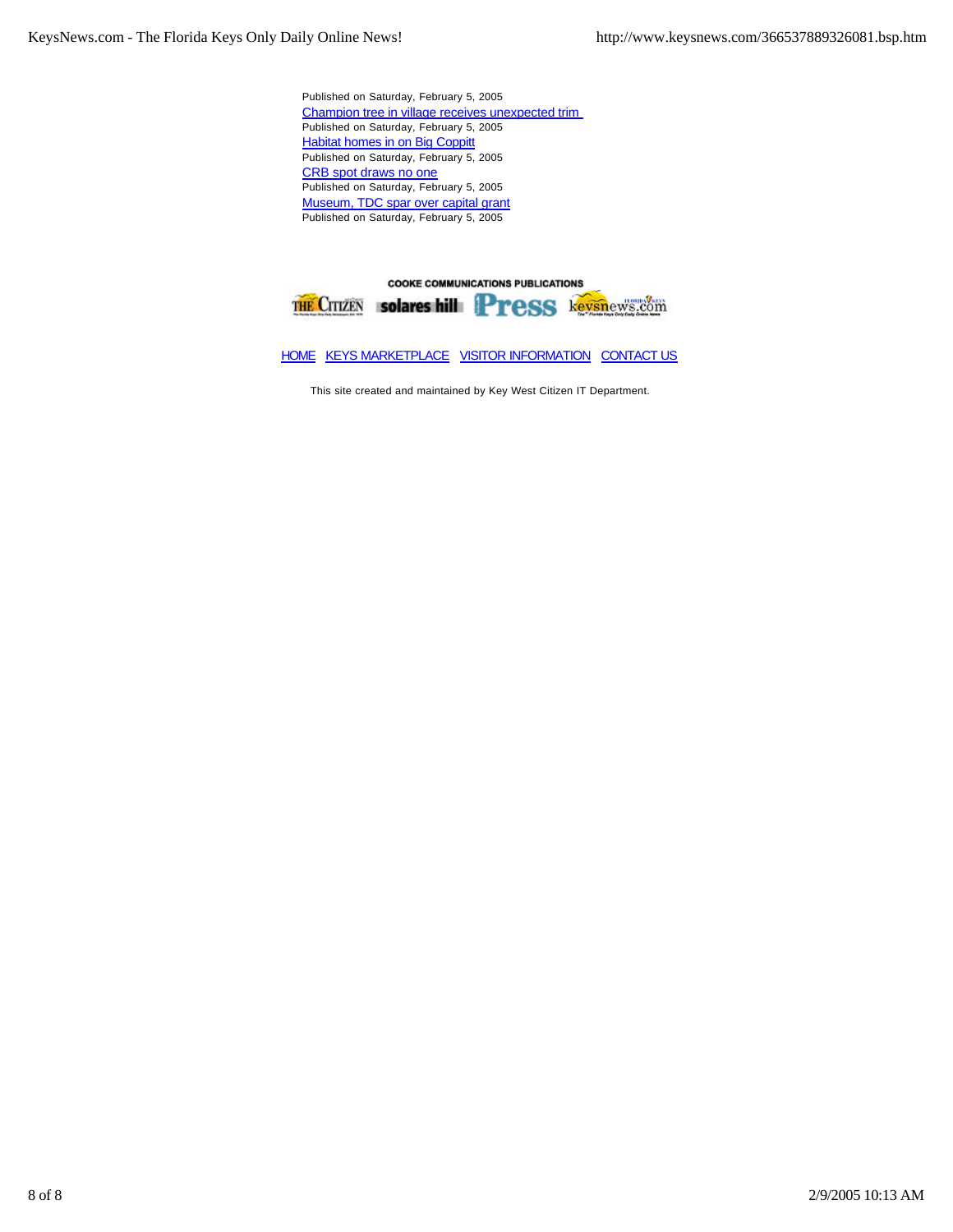Published on Saturday, February 5, 2005

Champion tree in village receives unexpected trim

Published on Saturday, February 5, 2005

Habitat homes in on Big Coppitt

Published on Saturday, February 5, 2005

CRB spot draws no one

Published on Saturday, February 5, 2005

Museum, TDC spar over capital grant

Published on Saturday, February 5, 2005

COOKE COMMUNICATIONS PUBLICATIONS

HOME KEYS MARKETPLACE VISITOR INFORMATION CONTACT US

This site created and maintained by Key West Citizen IT Department.